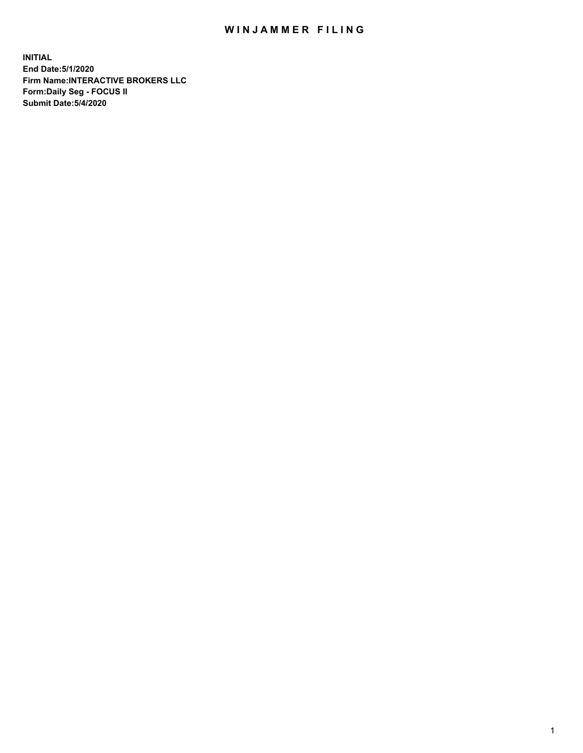# WINJAMMER FILING

**INITIAL**
**End Date:5/1/2020**
**Firm Name:INTERACTIVE BROKERS LLC**
**Form:Daily Seg - FOCUS II**
**Submit Date:5/4/2020**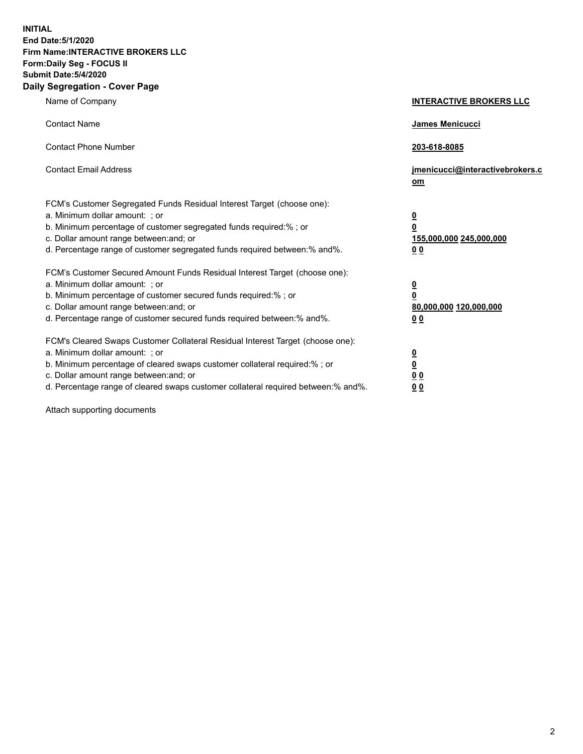**INITIAL**
**End Date:5/1/2020**
**Firm Name:INTERACTIVE BROKERS LLC**
**Form:Daily Seg - FOCUS II**
**Submit Date:5/4/2020**

## Daily Segregation - Cover Page

| | |
|---|---|
| Name of Company | **INTERACTIVE BROKERS LLC** |
| Contact Name | **James Menicucci** |
| Contact Phone Number | **203-618-8085** |
| Contact Email Address | **jmenicucci@interactivebrokers.com** |

FCM's Customer Segregated Funds Residual Interest Target (choose one):

| | |
|---|---|
| a. Minimum dollar amount: ; or | **0** |
| b. Minimum percentage of customer segregated funds required:% ; or | **0** |
| c. Dollar amount range between:and; or | **155,000,000** **245,000,000** |
| d. Percentage range of customer segregated funds required between:% and%. | **0** **0** |

FCM's Customer Secured Amount Funds Residual Interest Target (choose one):

| | |
|---|---|
| a. Minimum dollar amount: ; or | **0** |
| b. Minimum percentage of customer secured funds required:% ; or | **0** |
| c. Dollar amount range between:and; or | **80,000,000** **120,000,000** |
| d. Percentage range of customer secured funds required between:% and%. | **0** **0** |

FCM's Cleared Swaps Customer Collateral Residual Interest Target (choose one):

| | |
|---|---|
| a. Minimum dollar amount: ; or | **0** |
| b. Minimum percentage of cleared swaps customer collateral required:% ; or | **0** |
| c. Dollar amount range between:and; or | **0** **0** |
| d. Percentage range of cleared swaps customer collateral required between:% and%. | **0** **0** |

Attach supporting documents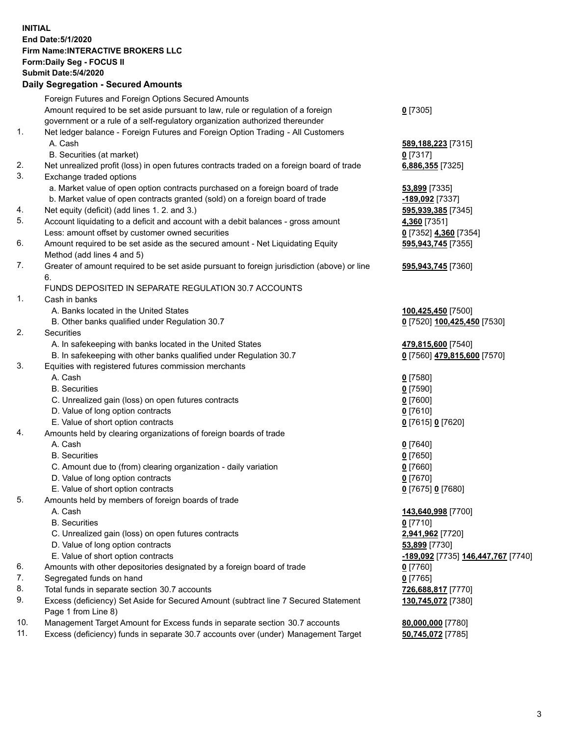**INITIAL**
**End Date:5/1/2020**
**Firm Name:INTERACTIVE BROKERS LLC**
**Form:Daily Seg - FOCUS II**
**Submit Date:5/4/2020**

### Daily Segregation - Secured Amounts

| | | |
|---|---|---|
| | Foreign Futures and Foreign Options Secured Amounts | |
| | Amount required to be set aside pursuant to law, rule or regulation of a foreign government or a rule of a self-regulatory organization authorized thereunder | **0** [7305] |
| 1. | Net ledger balance - Foreign Futures and Foreign Option Trading - All Customers | |
| | A. Cash | **589,188,223** [7315] |
| | B. Securities (at market) | **0** [7317] |
| 2. | Net unrealized profit (loss) in open futures contracts traded on a foreign board of trade | **6,886,355** [7325] |
| 3. | Exchange traded options | |
| | a. Market value of open option contracts purchased on a foreign board of trade | **53,899** [7335] |
| | b. Market value of open contracts granted (sold) on a foreign board of trade | **-189,092** [7337] |
| 4. | Net equity (deficit) (add lines 1. 2. and 3.) | **595,939,385** [7345] |
| 5. | Account liquidating to a deficit and account with a debit balances - gross amount | **4,360** [7351] |
| | Less: amount offset by customer owned securities | **0** [7352] **4,360** [7354] |
| 6. | Amount required to be set aside as the secured amount - Net Liquidating Equity Method (add lines 4 and 5) | **595,943,745** [7355] |
| 7. | Greater of amount required to be set aside pursuant to foreign jurisdiction (above) or line 6. | **595,943,745** [7360] |
| | FUNDS DEPOSITED IN SEPARATE REGULATION 30.7 ACCOUNTS | |
| 1. | Cash in banks | |
| | A. Banks located in the United States | **100,425,450** [7500] |
| | B. Other banks qualified under Regulation 30.7 | **0** [7520] **100,425,450** [7530] |
| 2. | Securities | |
| | A. In safekeeping with banks located in the United States | **479,815,600** [7540] |
| | B. In safekeeping with other banks qualified under Regulation 30.7 | **0** [7560] **479,815,600** [7570] |
| 3. | Equities with registered futures commission merchants | |
| | A. Cash | **0** [7580] |
| | B. Securities | **0** [7590] |
| | C. Unrealized gain (loss) on open futures contracts | **0** [7600] |
| | D. Value of long option contracts | **0** [7610] |
| | E. Value of short option contracts | **0** [7615] **0** [7620] |
| 4. | Amounts held by clearing organizations of foreign boards of trade | |
| | A. Cash | **0** [7640] |
| | B. Securities | **0** [7650] |
| | C. Amount due to (from) clearing organization - daily variation | **0** [7660] |
| | D. Value of long option contracts | **0** [7670] |
| | E. Value of short option contracts | **0** [7675] **0** [7680] |
| 5. | Amounts held by members of foreign boards of trade | |
| | A. Cash | **143,640,998** [7700] |
| | B. Securities | **0** [7710] |
| | C. Unrealized gain (loss) on open futures contracts | **2,941,962** [7720] |
| | D. Value of long option contracts | **53,899** [7730] |
| | E. Value of short option contracts | **-189,092** [7735] **146,447,767** [7740] |
| 6. | Amounts with other depositories designated by a foreign board of trade | **0** [7760] |
| 7. | Segregated funds on hand | **0** [7765] |
| 8. | Total funds in separate section 30.7 accounts | **726,688,817** [7770] |
| 9. | Excess (deficiency) Set Aside for Secured Amount (subtract line 7 Secured Statement Page 1 from Line 8) | **130,745,072** [7380] |
| 10. | Management Target Amount for Excess funds in separate section 30.7 accounts | **80,000,000** [7780] |
| 11. | Excess (deficiency) funds in separate 30.7 accounts over (under) Management Target | **50,745,072** [7785] |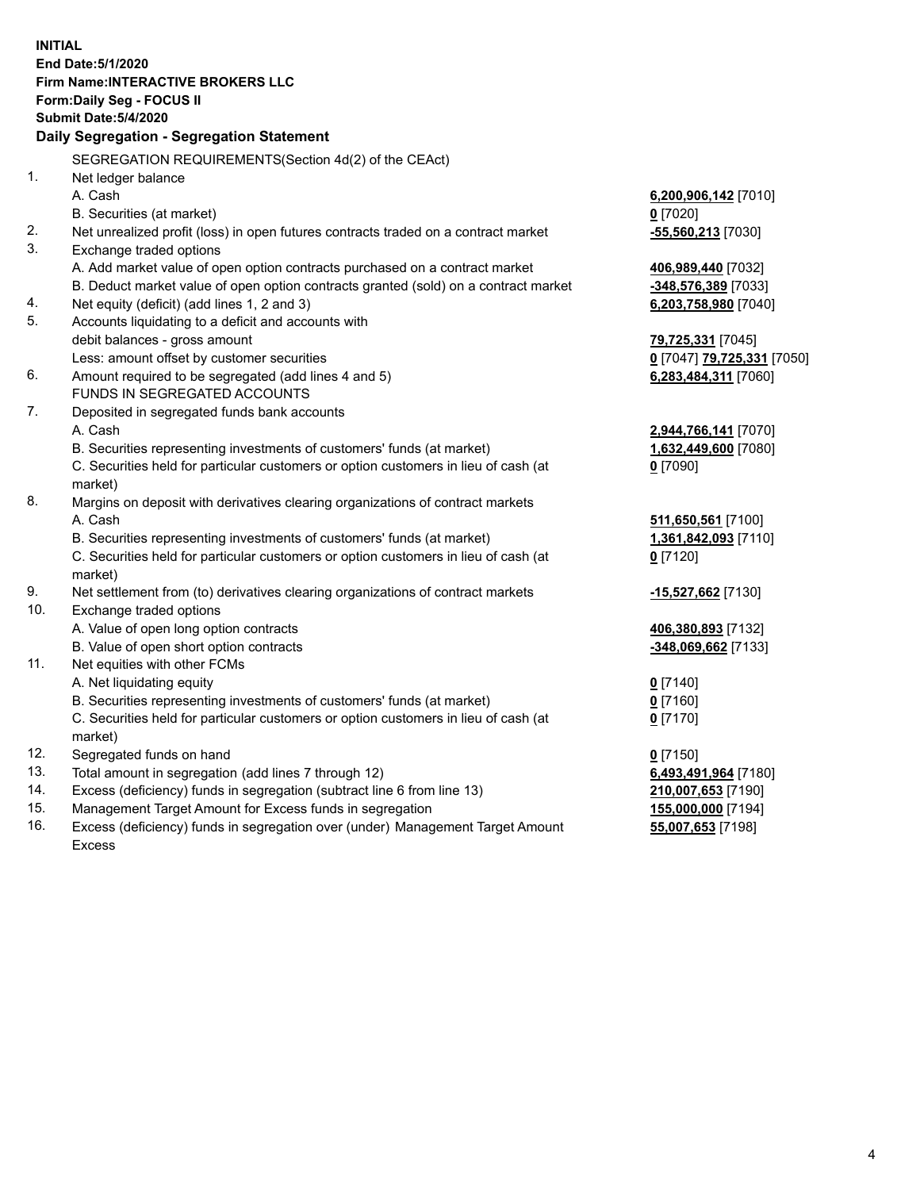**INITIAL**
**End Date:5/1/2020**
**Firm Name:INTERACTIVE BROKERS LLC**
**Form:Daily Seg - FOCUS II**
**Submit Date:5/4/2020**

### Daily Segregation - Segregation Statement

| | | |
|---|---|---|
| | SEGREGATION REQUIREMENTS(Section 4d(2) of the CEAct) | |
| 1. | Net ledger balance | |
| | A. Cash | **6,200,906,142** [7010] |
| | B. Securities (at market) | **0** [7020] |
| 2. | Net unrealized profit (loss) in open futures contracts traded on a contract market | **-55,560,213** [7030] |
| 3. | Exchange traded options | |
| | A. Add market value of open option contracts purchased on a contract market | **406,989,440** [7032] |
| | B. Deduct market value of open option contracts granted (sold) on a contract market | **-348,576,389** [7033] |
| 4. | Net equity (deficit) (add lines 1, 2 and 3) | **6,203,758,980** [7040] |
| 5. | Accounts liquidating to a deficit and accounts with debit balances - gross amount | **79,725,331** [7045] |
| | Less: amount offset by customer securities | **0** [7047] **79,725,331** [7050] |
| 6. | Amount required to be segregated (add lines 4 and 5) | **6,283,484,311** [7060] |
| | FUNDS IN SEGREGATED ACCOUNTS | |
| 7. | Deposited in segregated funds bank accounts | |
| | A. Cash | **2,944,766,141** [7070] |
| | B. Securities representing investments of customers' funds (at market) | **1,632,449,600** [7080] |
| | C. Securities held for particular customers or option customers in lieu of cash (at market) | **0** [7090] |
| 8. | Margins on deposit with derivatives clearing organizations of contract markets | |
| | A. Cash | **511,650,561** [7100] |
| | B. Securities representing investments of customers' funds (at market) | **1,361,842,093** [7110] |
| | C. Securities held for particular customers or option customers in lieu of cash (at market) | **0** [7120] |
| 9. | Net settlement from (to) derivatives clearing organizations of contract markets | **-15,527,662** [7130] |
| 10. | Exchange traded options | |
| | A. Value of open long option contracts | **406,380,893** [7132] |
| | B. Value of open short option contracts | **-348,069,662** [7133] |
| 11. | Net equities with other FCMs | |
| | A. Net liquidating equity | **0** [7140] |
| | B. Securities representing investments of customers' funds (at market) | **0** [7160] |
| | C. Securities held for particular customers or option customers in lieu of cash (at market) | **0** [7170] |
| 12. | Segregated funds on hand | **0** [7150] |
| 13. | Total amount in segregation (add lines 7 through 12) | **6,493,491,964** [7180] |
| 14. | Excess (deficiency) funds in segregation (subtract line 6 from line 13) | **210,007,653** [7190] |
| 15. | Management Target Amount for Excess funds in segregation | **155,000,000** [7194] |
| 16. | Excess (deficiency) funds in segregation over (under) Management Target Amount Excess | **55,007,653** [7198] |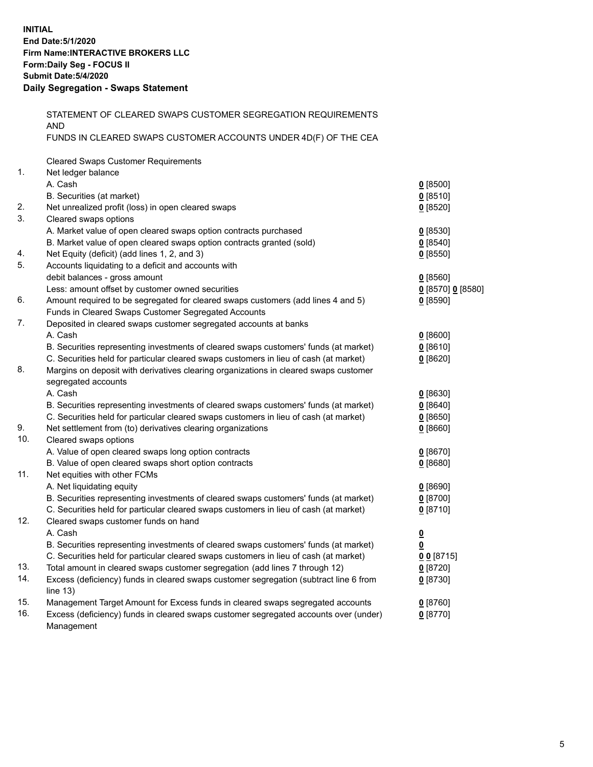**INITIAL**
**End Date:5/1/2020**
**Firm Name:INTERACTIVE BROKERS LLC**
**Form:Daily Seg - FOCUS II**
**Submit Date:5/4/2020**
**Daily Segregation - Swaps Statement**

STATEMENT OF CLEARED SWAPS CUSTOMER SEGREGATION REQUIREMENTS AND
FUNDS IN CLEARED SWAPS CUSTOMER ACCOUNTS UNDER 4D(F) OF THE CEA

| | | |
|---|---|---|
| | Cleared Swaps Customer Requirements | |
| 1. | Net ledger balance | |
| | A. Cash | 0 [8500] |
| | B. Securities (at market) | 0 [8510] |
| 2. | Net unrealized profit (loss) in open cleared swaps | 0 [8520] |
| 3. | Cleared swaps options | |
| | A. Market value of open cleared swaps option contracts purchased | 0 [8530] |
| | B. Market value of open cleared swaps option contracts granted (sold) | 0 [8540] |
| 4. | Net Equity (deficit) (add lines 1, 2, and 3) | 0 [8550] |
| 5. | Accounts liquidating to a deficit and accounts with | |
| | debit balances - gross amount | 0 [8560] |
| | Less: amount offset by customer owned securities | 0 [8570] 0 [8580] |
| 6. | Amount required to be segregated for cleared swaps customers (add lines 4 and 5) | 0 [8590] |
| | Funds in Cleared Swaps Customer Segregated Accounts | |
| 7. | Deposited in cleared swaps customer segregated accounts at banks | |
| | A. Cash | 0 [8600] |
| | B. Securities representing investments of cleared swaps customers' funds (at market) | 0 [8610] |
| | C. Securities held for particular cleared swaps customers in lieu of cash (at market) | 0 [8620] |
| 8. | Margins on deposit with derivatives clearing organizations in cleared swaps customer segregated accounts | |
| | A. Cash | 0 [8630] |
| | B. Securities representing investments of cleared swaps customers' funds (at market) | 0 [8640] |
| | C. Securities held for particular cleared swaps customers in lieu of cash (at market) | 0 [8650] |
| 9. | Net settlement from (to) derivatives clearing organizations | 0 [8660] |
| 10. | Cleared swaps options | |
| | A. Value of open cleared swaps long option contracts | 0 [8670] |
| | B. Value of open cleared swaps short option contracts | 0 [8680] |
| 11. | Net equities with other FCMs | |
| | A. Net liquidating equity | 0 [8690] |
| | B. Securities representing investments of cleared swaps customers' funds (at market) | 0 [8700] |
| | C. Securities held for particular cleared swaps customers in lieu of cash (at market) | 0 [8710] |
| 12. | Cleared swaps customer funds on hand | |
| | A. Cash | 0 |
| | B. Securities representing investments of cleared swaps customers' funds (at market) | 0 |
| | C. Securities held for particular cleared swaps customers in lieu of cash (at market) | 0 0 [8715] |
| 13. | Total amount in cleared swaps customer segregation (add lines 7 through 12) | 0 [8720] |
| 14. | Excess (deficiency) funds in cleared swaps customer segregation (subtract line 6 from line 13) | 0 [8730] |
| 15. | Management Target Amount for Excess funds in cleared swaps segregated accounts | 0 [8760] |
| 16. | Excess (deficiency) funds in cleared swaps customer segregated accounts over (under) Management | 0 [8770] |